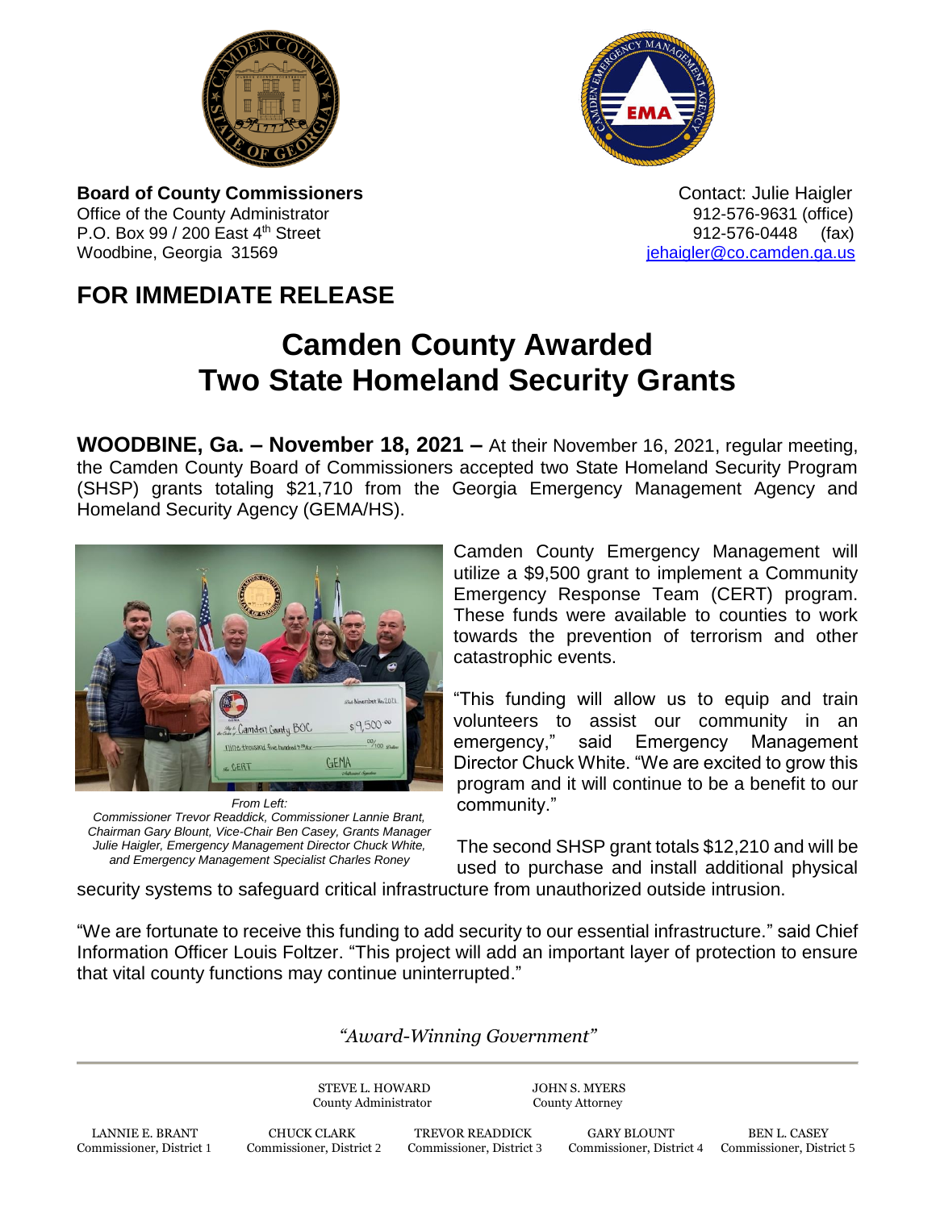**Board of County Commissioners**
Office of the County Administrator
P.O. Box 99 / 200 East 4th Street
Woodbine, Georgia 31569

Contact: Julie Haigler
912-576-9631 (office)
912-576-0448 (fax)
jehaigler@co.camden.ga.us

## FOR IMMEDIATE RELEASE

# Camden County Awarded Two State Homeland Security Grants

**WOODBINE, Ga. – November 18, 2021 –** At their November 16, 2021, regular meeting, the Camden County Board of Commissioners accepted two State Homeland Security Program (SHSP) grants totaling $21,710 from the Georgia Emergency Management Agency and Homeland Security Agency (GEMA/HS).

*From Left:*
*Commissioner Trevor Readdick, Commissioner Lannie Brant, Chairman Gary Blount, Vice-Chair Ben Casey, Grants Manager Julie Haigler, Emergency Management Director Chuck White, and Emergency Management Specialist Charles Roney*

Camden County Emergency Management will utilize a $9,500 grant to implement a Community Emergency Response Team (CERT) program. These funds were available to counties to work towards the prevention of terrorism and other catastrophic events.

"This funding will allow us to equip and train volunteers to assist our community in an emergency," said Emergency Management Director Chuck White. "We are excited to grow this program and it will continue to be a benefit to our community."

The second SHSP grant totals $12,210 and will be used to purchase and install additional physical security systems to safeguard critical infrastructure from unauthorized outside intrusion.

"We are fortunate to receive this funding to add security to our essential infrastructure." said Chief Information Officer Louis Foltzer. "This project will add an important layer of protection to ensure that vital county functions may continue uninterrupted."

*"Award-Winning Government"*

STEVE L. HOWARD, County Administrator
JOHN S. MYERS, County Attorney

LANNIE E. BRANT, Commissioner, District 1
CHUCK CLARK, Commissioner, District 2
TREVOR READDICK, Commissioner, District 3
GARY BLOUNT, Commissioner, District 4
BEN L. CASEY, Commissioner, District 5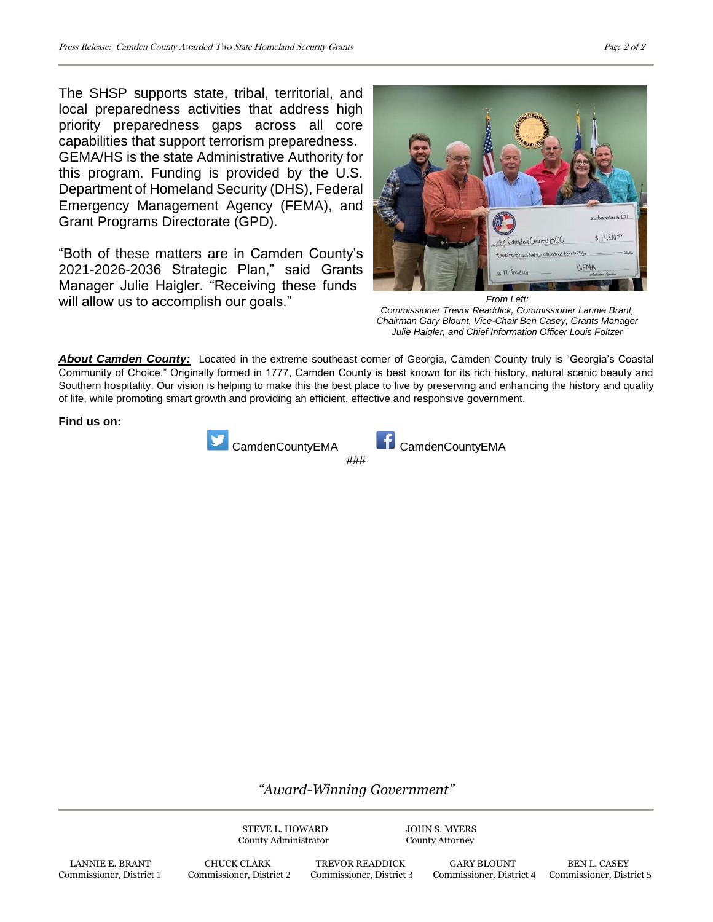The SHSP supports state, tribal, territorial, and local preparedness activities that address high priority preparedness gaps across all core capabilities that support terrorism preparedness. GEMA/HS is the state Administrative Authority for this program. Funding is provided by the U.S. Department of Homeland Security (DHS), Federal Emergency Management Agency (FEMA), and Grant Programs Directorate (GPD).

"Both of these matters are in Camden County's 2021-2026-2036 Strategic Plan," said Grants Manager Julie Haigler. "Receiving these funds will allow us to accomplish our goals."

*From Left:*
*Commissioner Trevor Readdick, Commissioner Lannie Brant, Chairman Gary Blount, Vice-Chair Ben Casey, Grants Manager Julie Haigler, and Chief Information Officer Louis Foltzer*

***About Camden County:*** Located in the extreme southeast corner of Georgia, Camden County truly is "Georgia's Coastal Community of Choice." Originally formed in 1777, Camden County is best known for its rich history, natural scenic beauty and Southern hospitality. Our vision is helping to make this the best place to live by preserving and enhancing the history and quality of life, while promoting smart growth and providing an efficient, effective and responsive government.

**Find us on:**

CamdenCountyEMA CamdenCountyEMA

###

*"Award-Winning Government"*

STEVE L. HOWARD
County Administrator

JOHN S. MYERS
County Attorney

LANNIE E. BRANT
Commissioner, District 1

CHUCK CLARK
Commissioner, District 2

TREVOR READDICK
Commissioner, District 3

GARY BLOUNT
Commissioner, District 4

BEN L. CASEY
Commissioner, District 5